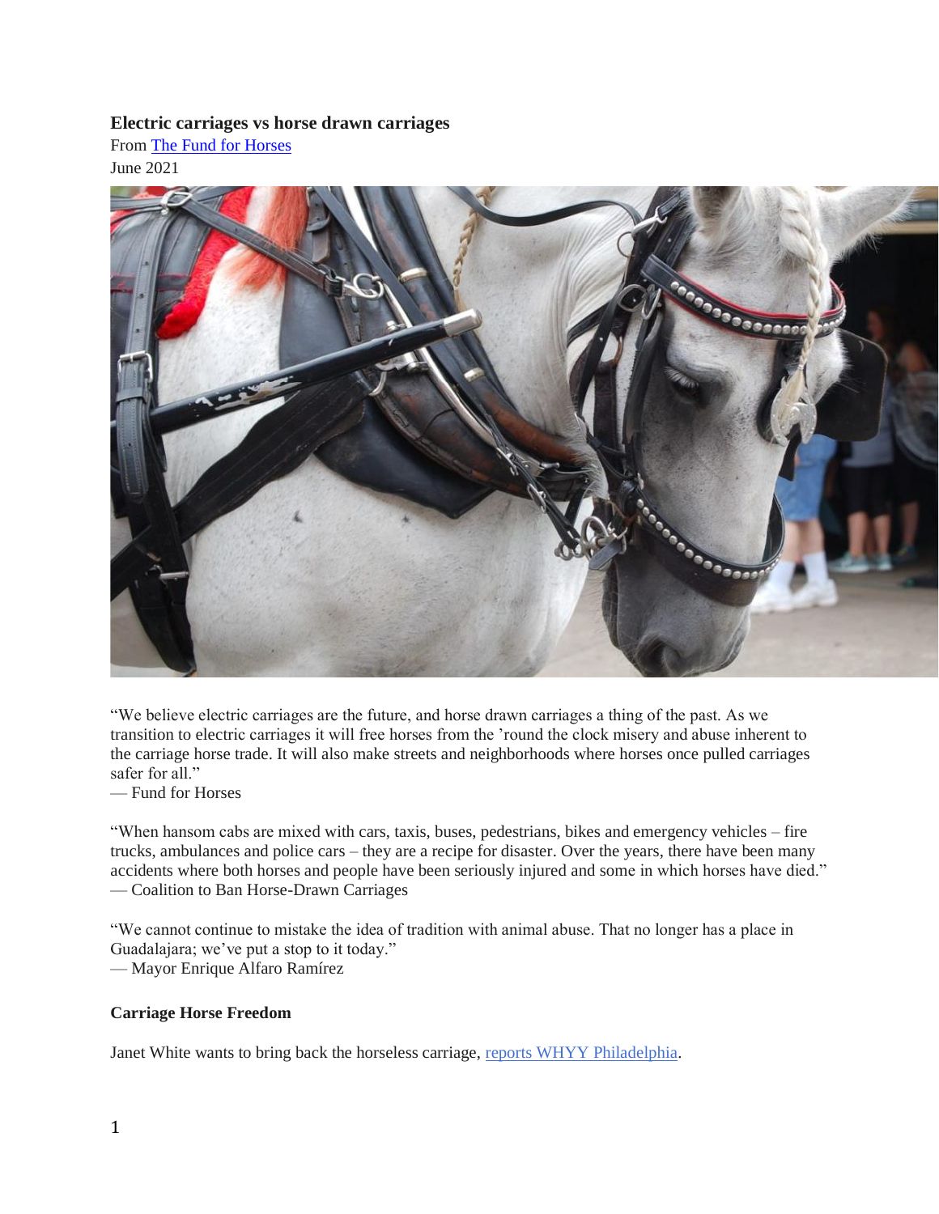**Electric carriages vs horse drawn carriages**

From [The Fund for Horses]
June 2021

"We believe electric carriages are the future, and horse drawn carriages a thing of the past. As we transition to electric carriages it will free horses from the 'round the clock misery and abuse inherent to the carriage horse trade. It will also make streets and neighborhoods where horses once pulled carriages safer for all."
— Fund for Horses

"When hansom cabs are mixed with cars, taxis, buses, pedestrians, bikes and emergency vehicles – fire trucks, ambulances and police cars – they are a recipe for disaster. Over the years, there have been many accidents where both horses and people have been seriously injured and some in which horses have died."
— Coalition to Ban Horse-Drawn Carriages

"We cannot continue to mistake the idea of tradition with animal abuse. That no longer has a place in Guadalajara; we've put a stop to it today."
— Mayor Enrique Alfaro Ramírez

**Carriage Horse Freedom**

Janet White wants to bring back the horseless carriage, [reports WHYY Philadelphia].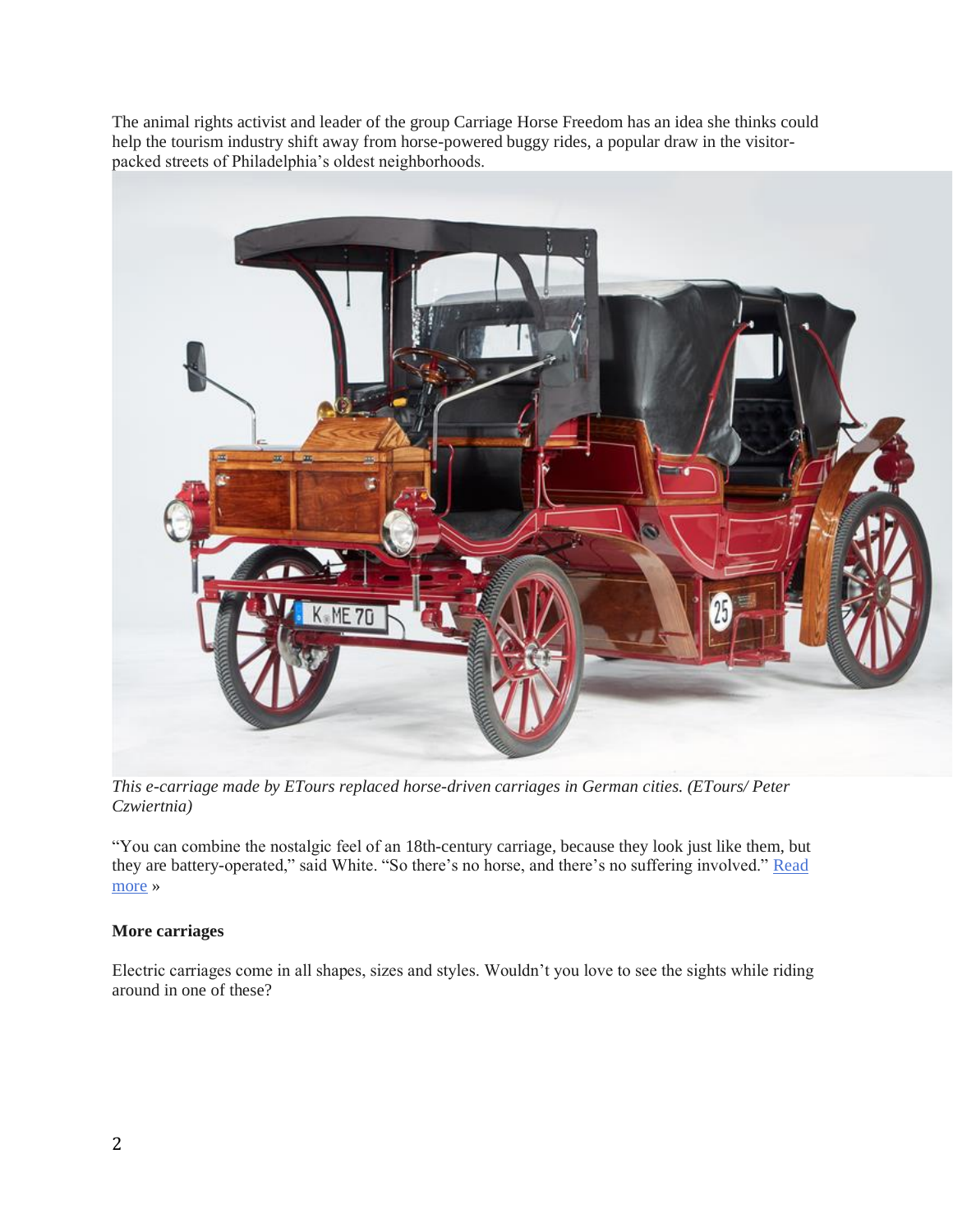The animal rights activist and leader of the group Carriage Horse Freedom has an idea she thinks could help the tourism industry shift away from horse-powered buggy rides, a popular draw in the visitor-packed streets of Philadelphia's oldest neighborhoods.

*This e-carriage made by ETours replaced horse-driven carriages in German cities. (ETours/ Peter Czwiertnia)*

"You can combine the nostalgic feel of an 18th-century carriage, because they look just like them, but they are battery-operated," said White. "So there's no horse, and there's no suffering involved." Read more »

**More carriages**

Electric carriages come in all shapes, sizes and styles. Wouldn't you love to see the sights while riding around in one of these?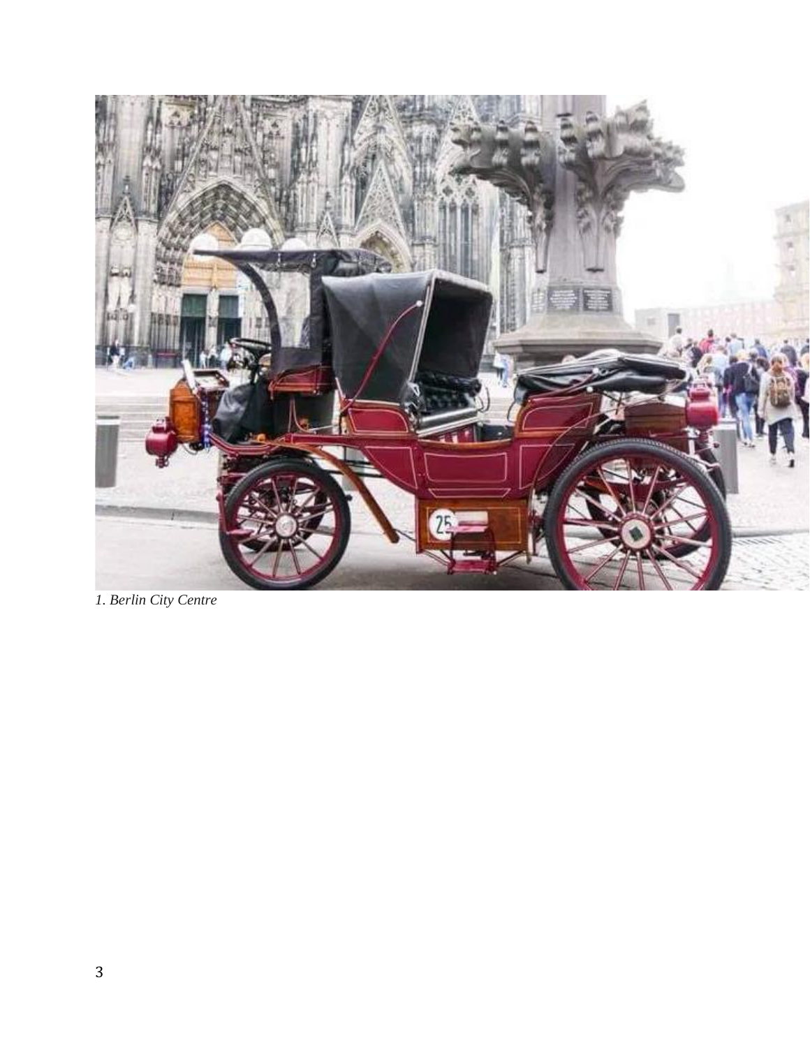*1. Berlin City Centre*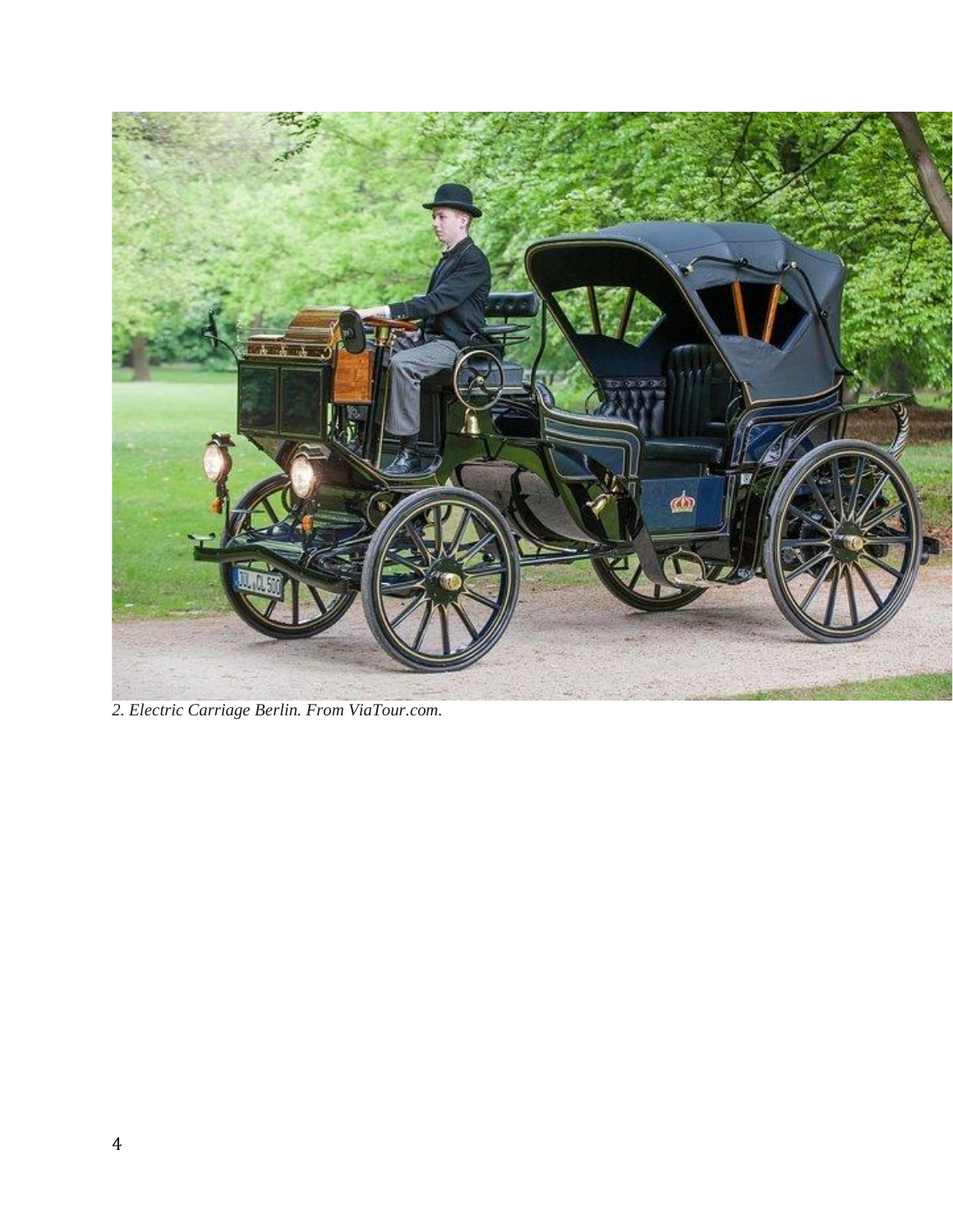*2. Electric Carriage Berlin. From ViaTour.com.*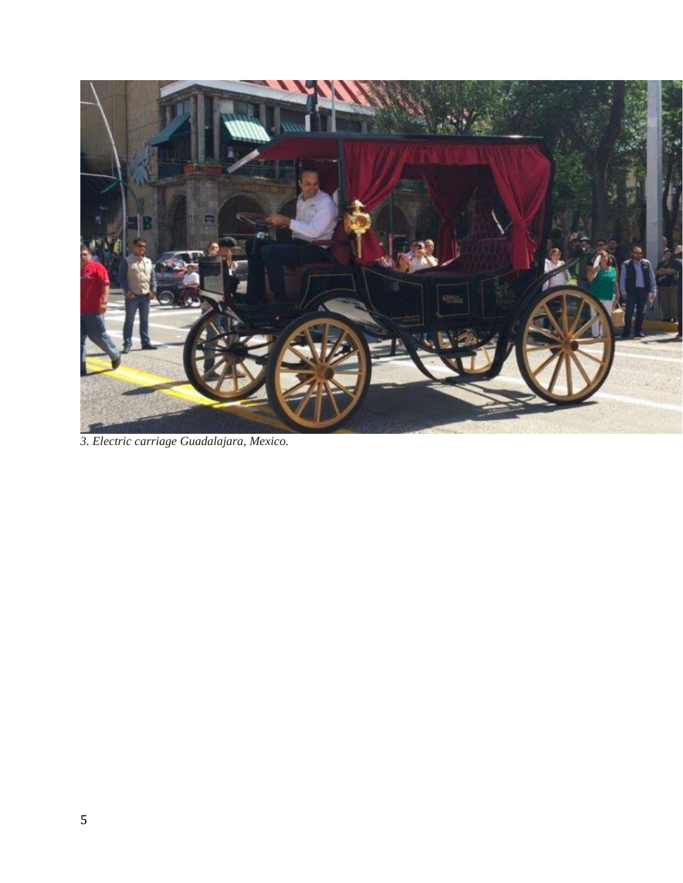*3. Electric carriage Guadalajara, Mexico.*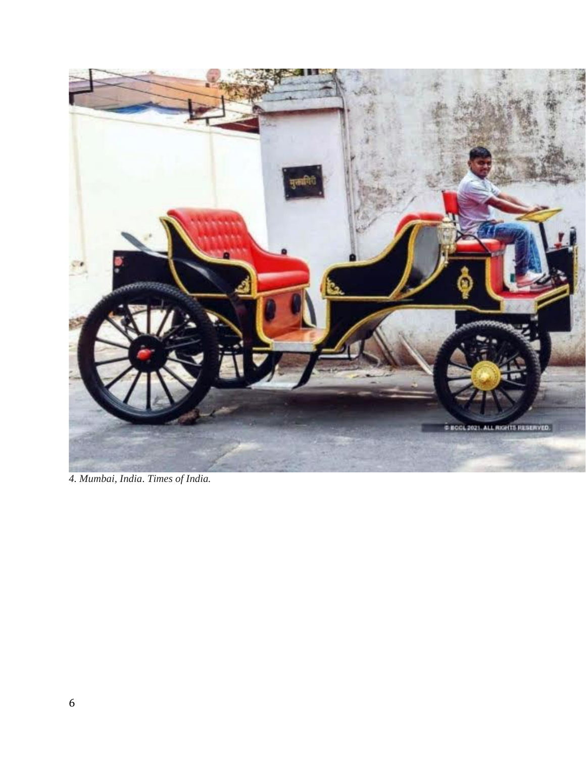*4. Mumbai, India. Times of India.*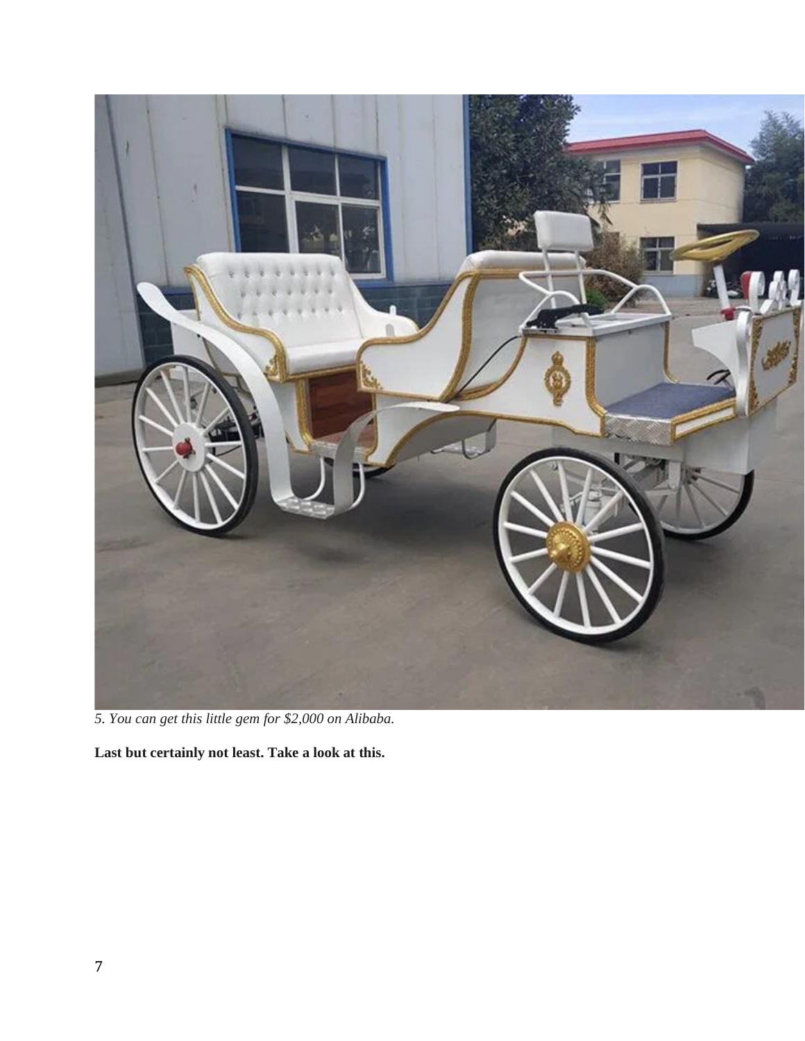*5. You can get this little gem for $2,000 on Alibaba.*

**Last but certainly not least. Take a look at this.**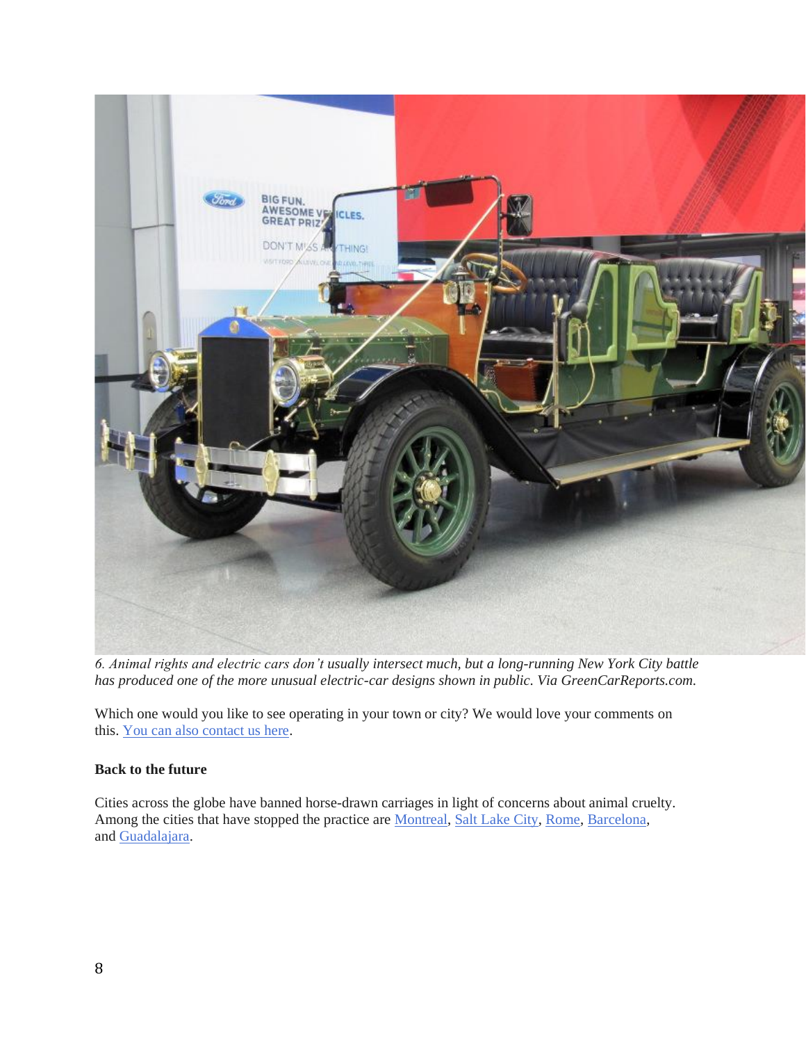*6. Animal rights and electric cars don't usually intersect much, but a long-running New York City battle has produced one of the more unusual electric-car designs shown in public. Via GreenCarReports.com.*

Which one would you like to see operating in your town or city? We would love your comments on this. You can also contact us here.

**Back to the future**

Cities across the globe have banned horse-drawn carriages in light of concerns about animal cruelty. Among the cities that have stopped the practice are Montreal, Salt Lake City, Rome, Barcelona, and Guadalajara.